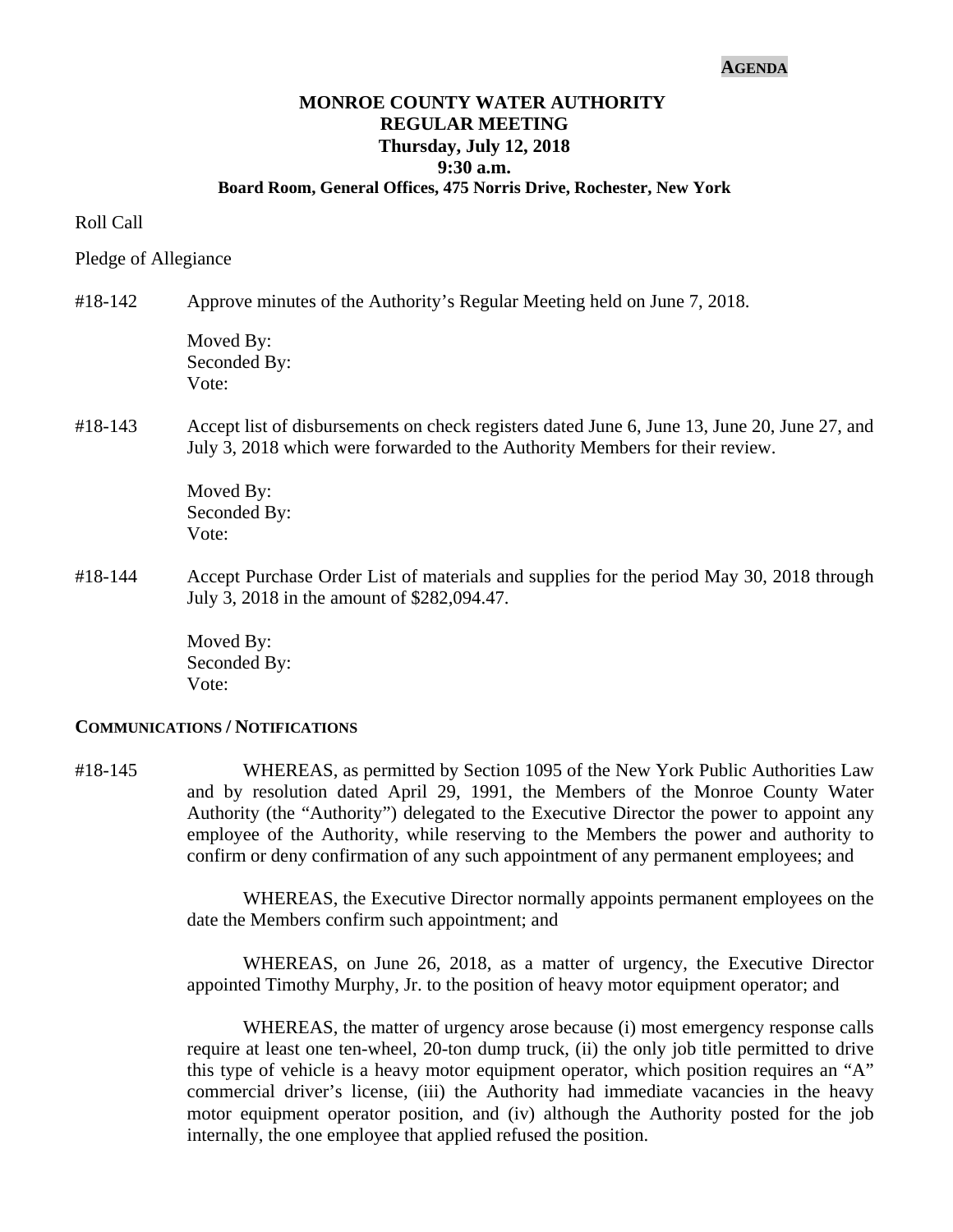**AGENDA**

# MONROE COUNTY WATER AUTHORITY
## REGULAR MEETING
### Thursday, July 12, 2018
### 9:30 a.m.
**Board Room, General Offices, 475 Norris Drive, Rochester, New York**

Roll Call

Pledge of Allegiance

#18-142 Approve minutes of the Authority's Regular Meeting held on June 7, 2018.

Moved By:
Seconded By:
Vote:

#18-143 Accept list of disbursements on check registers dated June 6, June 13, June 20, June 27, and July 3, 2018 which were forwarded to the Authority Members for their review.

Moved By:
Seconded By:
Vote:

#18-144 Accept Purchase Order List of materials and supplies for the period May 30, 2018 through July 3, 2018 in the amount of $282,094.47.

Moved By:
Seconded By:
Vote:

**COMMUNICATIONS / NOTIFICATIONS**

#18-145 WHEREAS, as permitted by Section 1095 of the New York Public Authorities Law and by resolution dated April 29, 1991, the Members of the Monroe County Water Authority (the "Authority") delegated to the Executive Director the power to appoint any employee of the Authority, while reserving to the Members the power and authority to confirm or deny confirmation of any such appointment of any permanent employees; and

WHEREAS, the Executive Director normally appoints permanent employees on the date the Members confirm such appointment; and

WHEREAS, on June 26, 2018, as a matter of urgency, the Executive Director appointed Timothy Murphy, Jr. to the position of heavy motor equipment operator; and

WHEREAS, the matter of urgency arose because (i) most emergency response calls require at least one ten-wheel, 20-ton dump truck, (ii) the only job title permitted to drive this type of vehicle is a heavy motor equipment operator, which position requires an "A" commercial driver's license, (iii) the Authority had immediate vacancies in the heavy motor equipment operator position, and (iv) although the Authority posted for the job internally, the one employee that applied refused the position.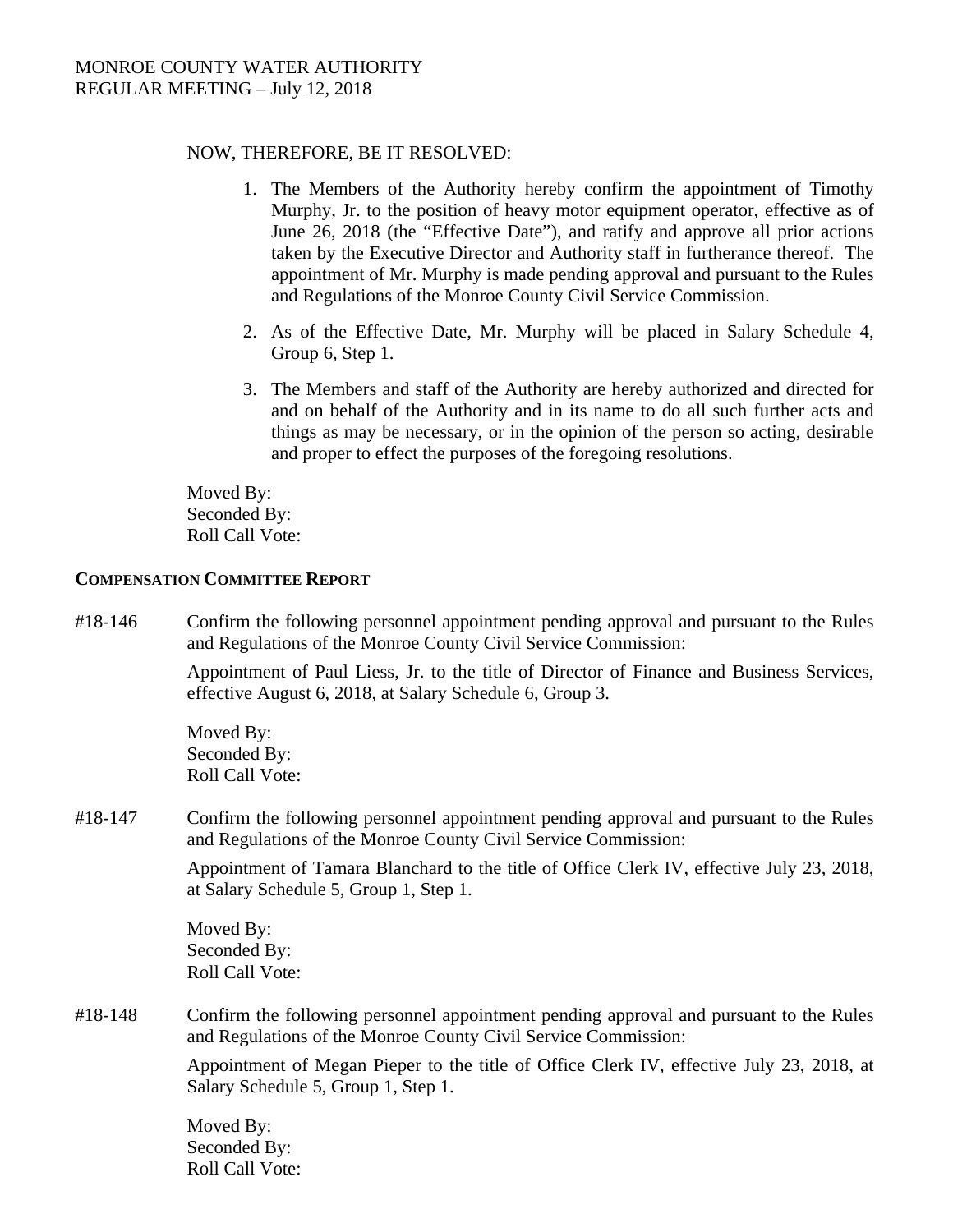NOW, THEREFORE, BE IT RESOLVED:

1. The Members of the Authority hereby confirm the appointment of Timothy Murphy, Jr. to the position of heavy motor equipment operator, effective as of June 26, 2018 (the "Effective Date"), and ratify and approve all prior actions taken by the Executive Director and Authority staff in furtherance thereof. The appointment of Mr. Murphy is made pending approval and pursuant to the Rules and Regulations of the Monroe County Civil Service Commission.

2. As of the Effective Date, Mr. Murphy will be placed in Salary Schedule 4, Group 6, Step 1.

3. The Members and staff of the Authority are hereby authorized and directed for and on behalf of the Authority and in its name to do all such further acts and things as may be necessary, or in the opinion of the person so acting, desirable and proper to effect the purposes of the foregoing resolutions.

Moved By:
Seconded By:
Roll Call Vote:

**COMPENSATION COMMITTEE REPORT**

#18-146 Confirm the following personnel appointment pending approval and pursuant to the Rules and Regulations of the Monroe County Civil Service Commission:

Appointment of Paul Liess, Jr. to the title of Director of Finance and Business Services, effective August 6, 2018, at Salary Schedule 6, Group 3.

Moved By:
Seconded By:
Roll Call Vote:

#18-147 Confirm the following personnel appointment pending approval and pursuant to the Rules and Regulations of the Monroe County Civil Service Commission:

Appointment of Tamara Blanchard to the title of Office Clerk IV, effective July 23, 2018, at Salary Schedule 5, Group 1, Step 1.

Moved By:
Seconded By:
Roll Call Vote:

#18-148 Confirm the following personnel appointment pending approval and pursuant to the Rules and Regulations of the Monroe County Civil Service Commission:

Appointment of Megan Pieper to the title of Office Clerk IV, effective July 23, 2018, at Salary Schedule 5, Group 1, Step 1.

Moved By:
Seconded By:
Roll Call Vote: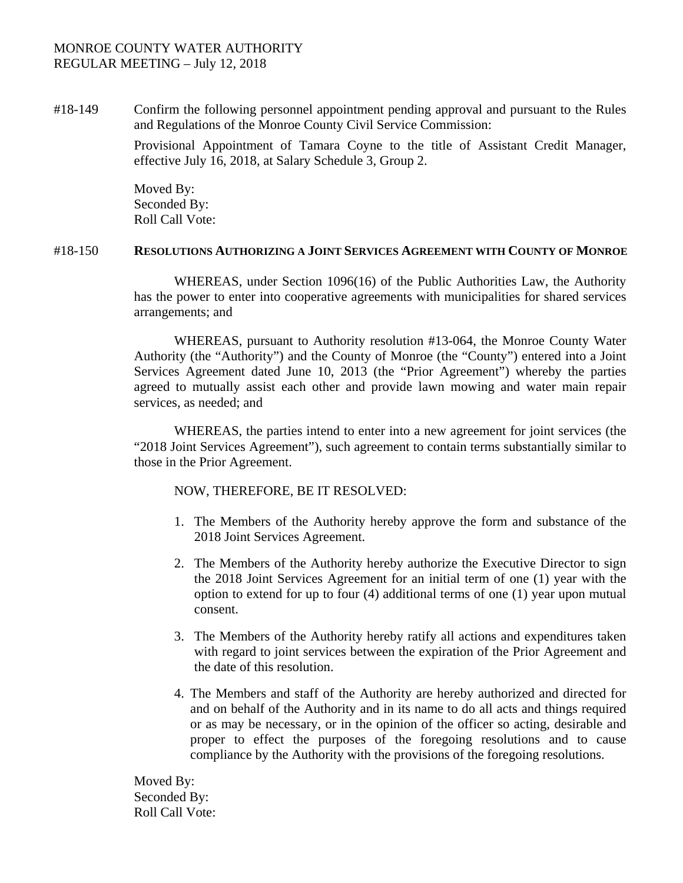MONROE COUNTY WATER AUTHORITY
REGULAR MEETING – July 12, 2018

#18-149 Confirm the following personnel appointment pending approval and pursuant to the Rules and Regulations of the Monroe County Civil Service Commission:

Provisional Appointment of Tamara Coyne to the title of Assistant Credit Manager, effective July 16, 2018, at Salary Schedule 3, Group 2.

Moved By:
Seconded By:
Roll Call Vote:

#18-150 **RESOLUTIONS AUTHORIZING A JOINT SERVICES AGREEMENT WITH COUNTY OF MONROE**

WHEREAS, under Section 1096(16) of the Public Authorities Law, the Authority has the power to enter into cooperative agreements with municipalities for shared services arrangements; and

WHEREAS, pursuant to Authority resolution #13-064, the Monroe County Water Authority (the "Authority") and the County of Monroe (the "County") entered into a Joint Services Agreement dated June 10, 2013 (the "Prior Agreement") whereby the parties agreed to mutually assist each other and provide lawn mowing and water main repair services, as needed; and

WHEREAS, the parties intend to enter into a new agreement for joint services (the "2018 Joint Services Agreement"), such agreement to contain terms substantially similar to those in the Prior Agreement.

NOW, THEREFORE, BE IT RESOLVED:

1. The Members of the Authority hereby approve the form and substance of the 2018 Joint Services Agreement.
2. The Members of the Authority hereby authorize the Executive Director to sign the 2018 Joint Services Agreement for an initial term of one (1) year with the option to extend for up to four (4) additional terms of one (1) year upon mutual consent.
3. The Members of the Authority hereby ratify all actions and expenditures taken with regard to joint services between the expiration of the Prior Agreement and the date of this resolution.
4. The Members and staff of the Authority are hereby authorized and directed for and on behalf of the Authority and in its name to do all acts and things required or as may be necessary, or in the opinion of the officer so acting, desirable and proper to effect the purposes of the foregoing resolutions and to cause compliance by the Authority with the provisions of the foregoing resolutions.

Moved By:
Seconded By:
Roll Call Vote: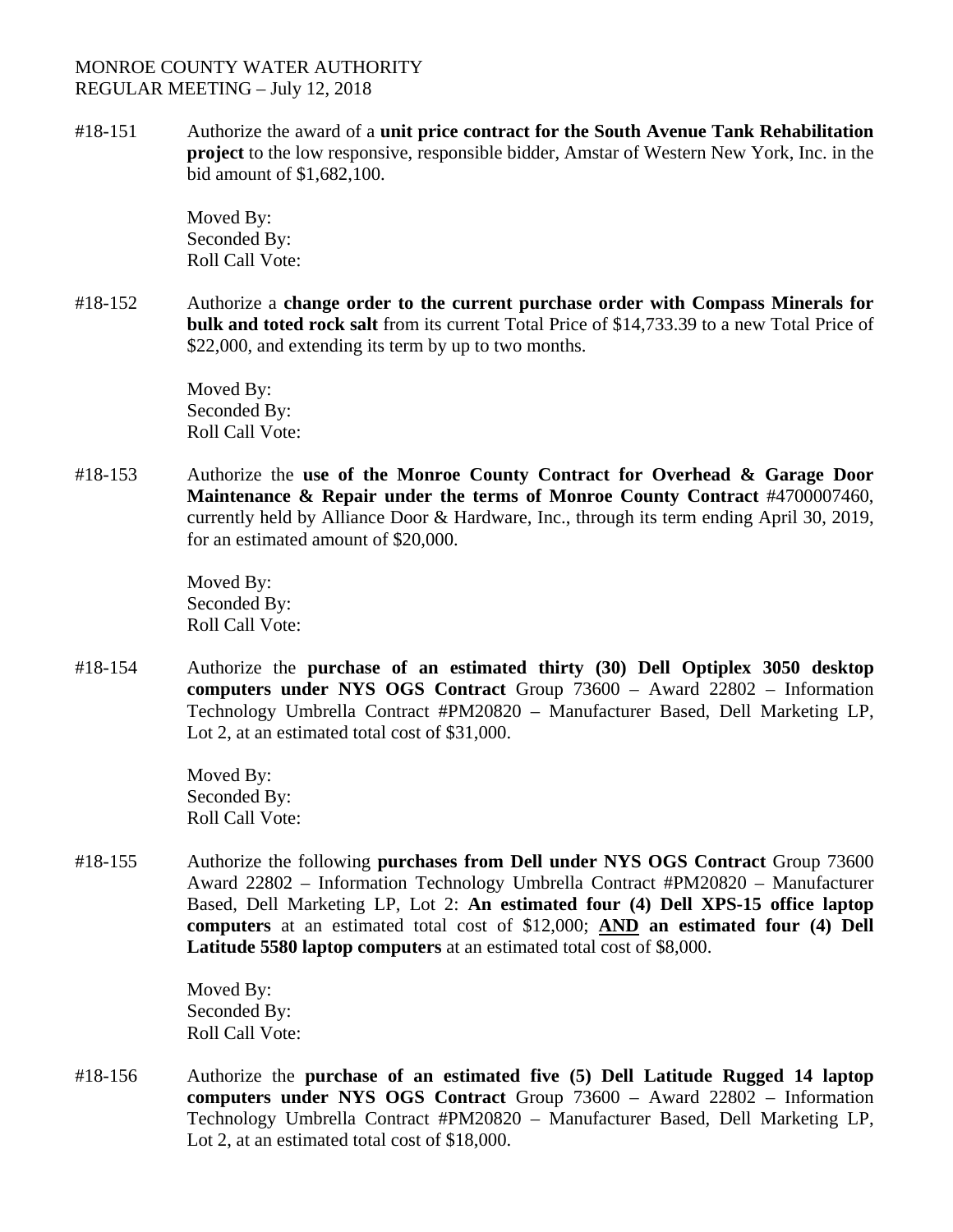MONROE COUNTY WATER AUTHORITY
REGULAR MEETING – July 12, 2018

#18-151 Authorize the award of a **unit price contract for the South Avenue Tank Rehabilitation project** to the low responsive, responsible bidder, Amstar of Western New York, Inc. in the bid amount of $1,682,100.

Moved By:
Seconded By:
Roll Call Vote:

#18-152 Authorize a **change order to the current purchase order with Compass Minerals for bulk and toted rock salt** from its current Total Price of $14,733.39 to a new Total Price of $22,000, and extending its term by up to two months.

Moved By:
Seconded By:
Roll Call Vote:

#18-153 Authorize the **use of the Monroe County Contract for Overhead & Garage Door Maintenance & Repair under the terms of Monroe County Contract** #4700007460, currently held by Alliance Door & Hardware, Inc., through its term ending April 30, 2019, for an estimated amount of $20,000.

Moved By:
Seconded By:
Roll Call Vote:

#18-154 Authorize the **purchase of an estimated thirty (30) Dell Optiplex 3050 desktop computers under NYS OGS Contract** Group 73600 – Award 22802 – Information Technology Umbrella Contract #PM20820 – Manufacturer Based, Dell Marketing LP, Lot 2, at an estimated total cost of $31,000.

Moved By:
Seconded By:
Roll Call Vote:

#18-155 Authorize the following **purchases from Dell under NYS OGS Contract** Group 73600 Award 22802 – Information Technology Umbrella Contract #PM20820 – Manufacturer Based, Dell Marketing LP, Lot 2: **An estimated four (4) Dell XPS-15 office laptop computers** at an estimated total cost of $12,000; **<u>AND</u> an estimated four (4) Dell Latitude 5580 laptop computers** at an estimated total cost of $8,000.

Moved By:
Seconded By:
Roll Call Vote:

#18-156 Authorize the **purchase of an estimated five (5) Dell Latitude Rugged 14 laptop computers under NYS OGS Contract** Group 73600 – Award 22802 – Information Technology Umbrella Contract #PM20820 – Manufacturer Based, Dell Marketing LP, Lot 2, at an estimated total cost of $18,000.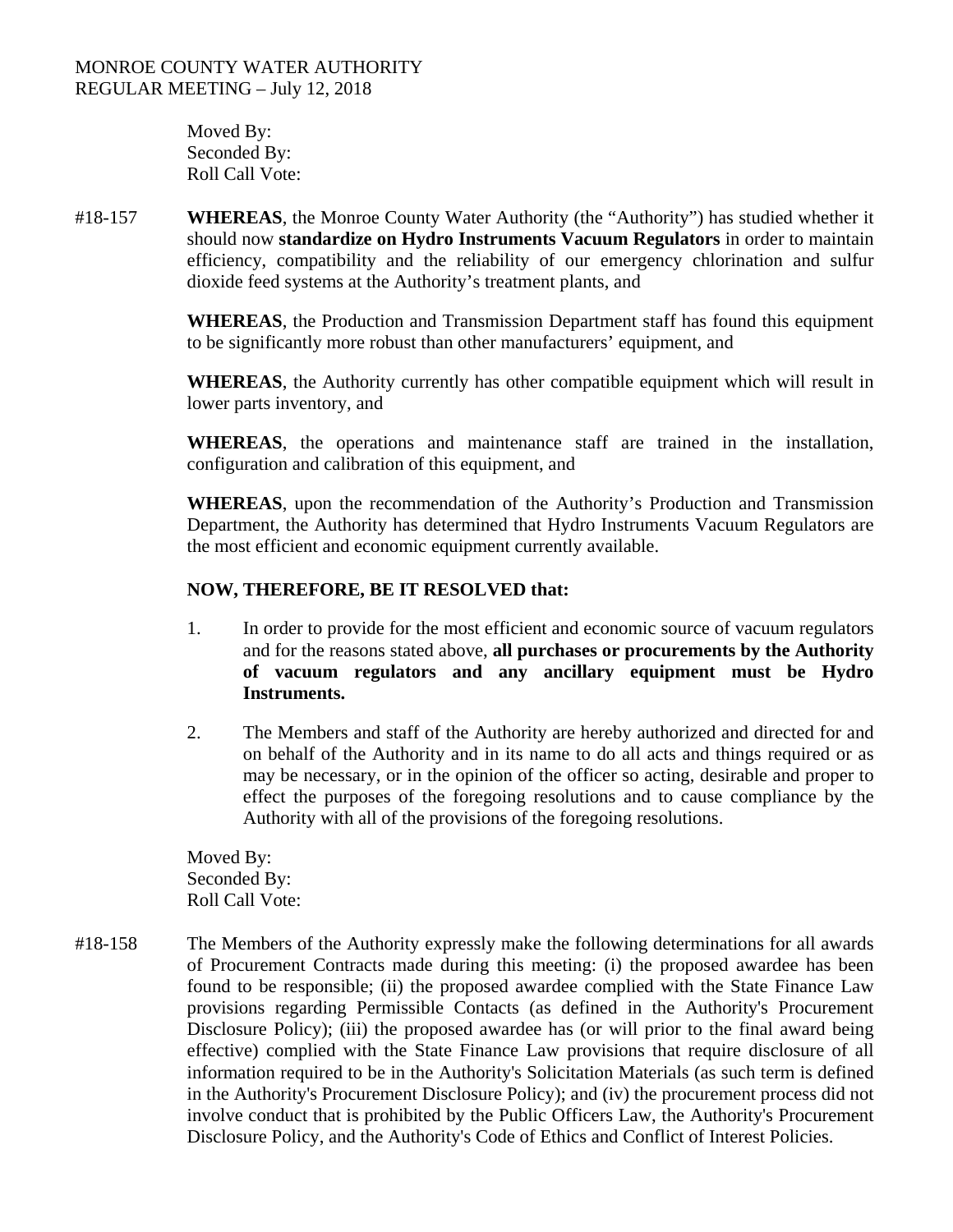MONROE COUNTY WATER AUTHORITY
REGULAR MEETING – July 12, 2018

Moved By:
Seconded By:
Roll Call Vote:

#18-157 **WHEREAS**, the Monroe County Water Authority (the "Authority") has studied whether it should now **standardize on Hydro Instruments Vacuum Regulators** in order to maintain efficiency, compatibility and the reliability of our emergency chlorination and sulfur dioxide feed systems at the Authority's treatment plants, and

**WHEREAS**, the Production and Transmission Department staff has found this equipment to be significantly more robust than other manufacturers' equipment, and

**WHEREAS**, the Authority currently has other compatible equipment which will result in lower parts inventory, and

**WHEREAS**, the operations and maintenance staff are trained in the installation, configuration and calibration of this equipment, and

**WHEREAS**, upon the recommendation of the Authority's Production and Transmission Department, the Authority has determined that Hydro Instruments Vacuum Regulators are the most efficient and economic equipment currently available.

**NOW, THEREFORE, BE IT RESOLVED that:**

1. In order to provide for the most efficient and economic source of vacuum regulators and for the reasons stated above, **all purchases or procurements by the Authority of vacuum regulators and any ancillary equipment must be Hydro Instruments.**

2. The Members and staff of the Authority are hereby authorized and directed for and on behalf of the Authority and in its name to do all acts and things required or as may be necessary, or in the opinion of the officer so acting, desirable and proper to effect the purposes of the foregoing resolutions and to cause compliance by the Authority with all of the provisions of the foregoing resolutions.

Moved By:
Seconded By:
Roll Call Vote:

#18-158 The Members of the Authority expressly make the following determinations for all awards of Procurement Contracts made during this meeting: (i) the proposed awardee has been found to be responsible; (ii) the proposed awardee complied with the State Finance Law provisions regarding Permissible Contacts (as defined in the Authority's Procurement Disclosure Policy); (iii) the proposed awardee has (or will prior to the final award being effective) complied with the State Finance Law provisions that require disclosure of all information required to be in the Authority's Solicitation Materials (as such term is defined in the Authority's Procurement Disclosure Policy); and (iv) the procurement process did not involve conduct that is prohibited by the Public Officers Law, the Authority's Procurement Disclosure Policy, and the Authority's Code of Ethics and Conflict of Interest Policies.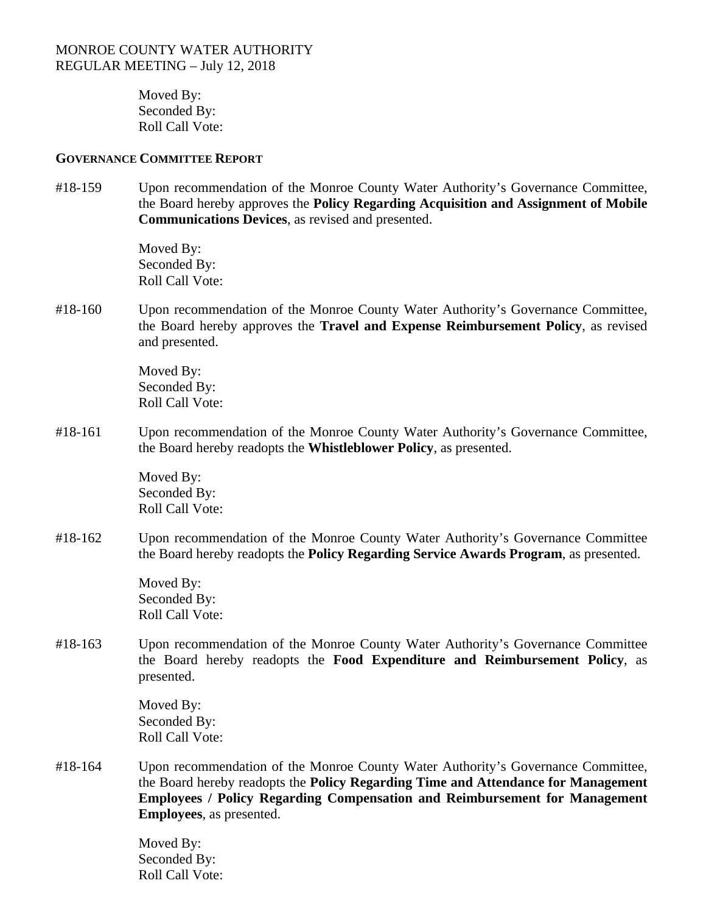Moved By:
Seconded By:
Roll Call Vote:

**GOVERNANCE COMMITTEE REPORT**

#18-159 Upon recommendation of the Monroe County Water Authority's Governance Committee, the Board hereby approves the **Policy Regarding Acquisition and Assignment of Mobile Communications Devices**, as revised and presented.

Moved By:
Seconded By:
Roll Call Vote:

#18-160 Upon recommendation of the Monroe County Water Authority's Governance Committee, the Board hereby approves the **Travel and Expense Reimbursement Policy**, as revised and presented.

Moved By:
Seconded By:
Roll Call Vote:

#18-161 Upon recommendation of the Monroe County Water Authority's Governance Committee, the Board hereby readopts the **Whistleblower Policy**, as presented.

Moved By:
Seconded By:
Roll Call Vote:

#18-162 Upon recommendation of the Monroe County Water Authority's Governance Committee the Board hereby readopts the **Policy Regarding Service Awards Program**, as presented.

Moved By:
Seconded By:
Roll Call Vote:

#18-163 Upon recommendation of the Monroe County Water Authority's Governance Committee the Board hereby readopts the **Food Expenditure and Reimbursement Policy**, as presented.

Moved By:
Seconded By:
Roll Call Vote:

#18-164 Upon recommendation of the Monroe County Water Authority's Governance Committee, the Board hereby readopts the **Policy Regarding Time and Attendance for Management Employees / Policy Regarding Compensation and Reimbursement for Management Employees**, as presented.

Moved By:
Seconded By:
Roll Call Vote: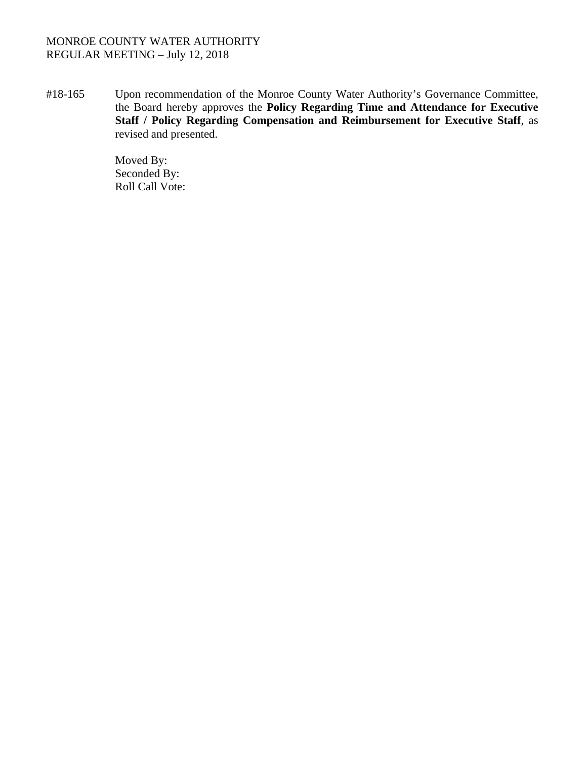MONROE COUNTY WATER AUTHORITY
REGULAR MEETING – July 12, 2018

#18-165 Upon recommendation of the Monroe County Water Authority's Governance Committee, the Board hereby approves the **Policy Regarding Time and Attendance for Executive Staff / Policy Regarding Compensation and Reimbursement for Executive Staff**, as revised and presented.

Moved By:
Seconded By:
Roll Call Vote: